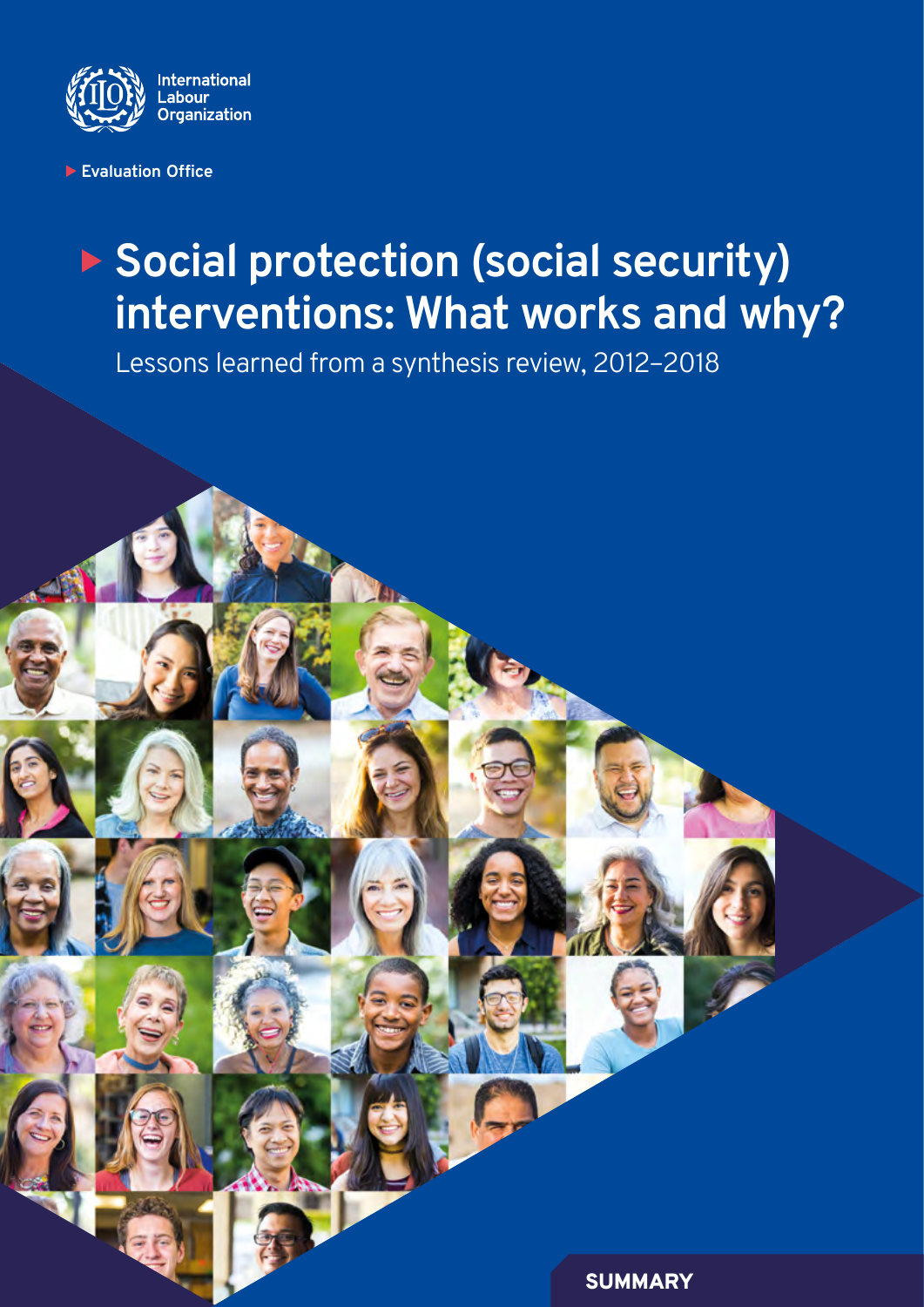International Labour Organization

Evaluation Office

# Social protection (social security) interventions: What works and why?

Lessons learned from a synthesis review, 2012–2018

SUMMARY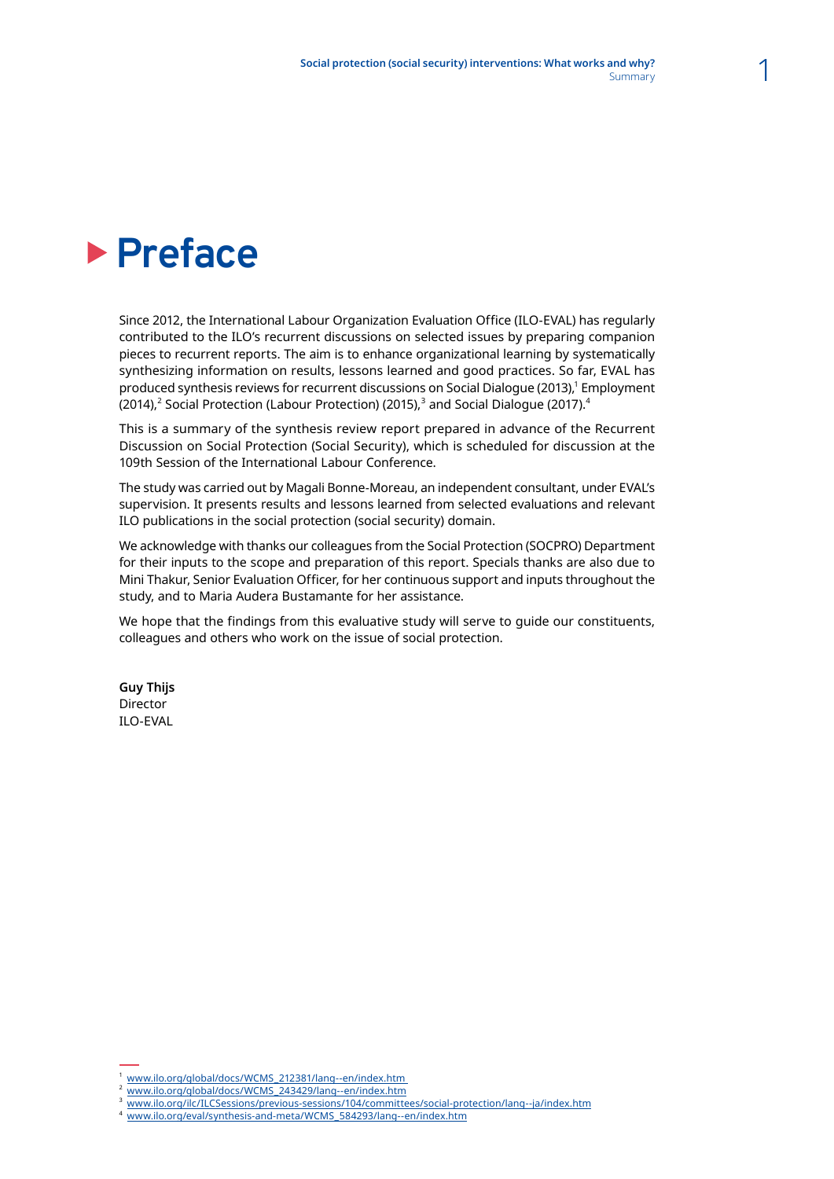# Preface

Since 2012, the International Labour Organization Evaluation Office (ILO-EVAL) has regularly contributed to the ILO's recurrent discussions on selected issues by preparing companion pieces to recurrent reports. The aim is to enhance organizational learning by systematically synthesizing information on results, lessons learned and good practices. So far, EVAL has produced synthesis reviews for recurrent discussions on Social Dialogue (2013),[1] Employment (2014),[2] Social Protection (Labour Protection) (2015),[3] and Social Dialogue (2017).[4]

This is a summary of the synthesis review report prepared in advance of the Recurrent Discussion on Social Protection (Social Security), which is scheduled for discussion at the 109th Session of the International Labour Conference.

The study was carried out by Magali Bonne-Moreau, an independent consultant, under EVAL's supervision. It presents results and lessons learned from selected evaluations and relevant ILO publications in the social protection (social security) domain.

We acknowledge with thanks our colleagues from the Social Protection (SOCPRO) Department for their inputs to the scope and preparation of this report. Specials thanks are also due to Mini Thakur, Senior Evaluation Officer, for her continuous support and inputs throughout the study, and to Maria Audera Bustamante for her assistance.

We hope that the findings from this evaluative study will serve to guide our constituents, colleagues and others who work on the issue of social protection.

**Guy Thijs**
Director
ILO-EVAL

---

1 www.ilo.org/global/docs/WCMS_212381/lang--en/index.htm
2 www.ilo.org/global/docs/WCMS_243429/lang--en/index.htm
3 www.ilo.org/ilc/ILCSessions/previous-sessions/104/committees/social-protection/lang--ja/index.htm
4 www.ilo.org/eval/synthesis-and-meta/WCMS_584293/lang--en/index.htm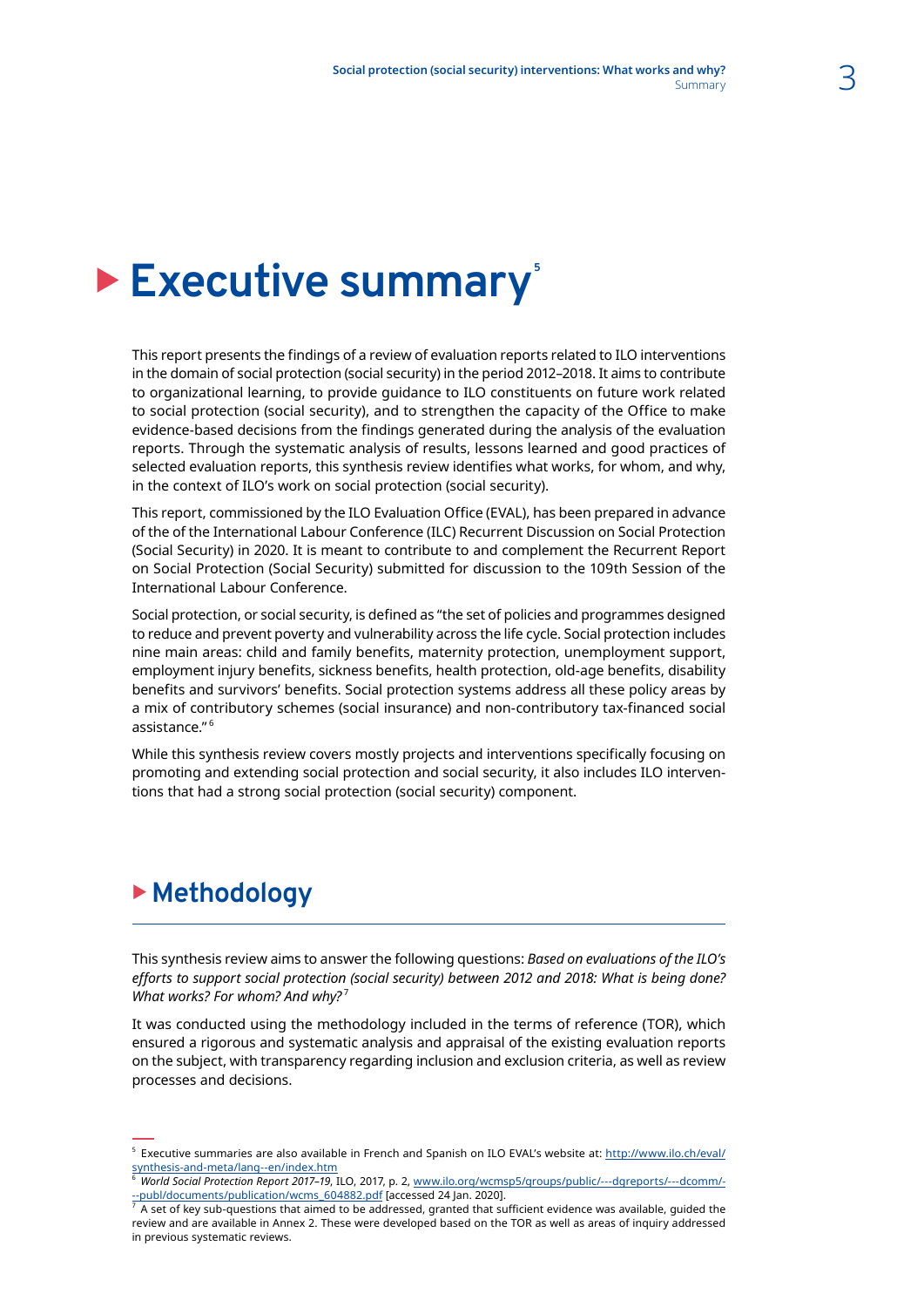# Executive summary[5]

This report presents the findings of a review of evaluation reports related to ILO interventions in the domain of social protection (social security) in the period 2012–2018. It aims to contribute to organizational learning, to provide guidance to ILO constituents on future work related to social protection (social security), and to strengthen the capacity of the Office to make evidence-based decisions from the findings generated during the analysis of the evaluation reports. Through the systematic analysis of results, lessons learned and good practices of selected evaluation reports, this synthesis review identifies what works, for whom, and why, in the context of ILO's work on social protection (social security).

This report, commissioned by the ILO Evaluation Office (EVAL), has been prepared in advance of the of the International Labour Conference (ILC) Recurrent Discussion on Social Protection (Social Security) in 2020. It is meant to contribute to and complement the Recurrent Report on Social Protection (Social Security) submitted for discussion to the 109th Session of the International Labour Conference.

Social protection, or social security, is defined as "the set of policies and programmes designed to reduce and prevent poverty and vulnerability across the life cycle. Social protection includes nine main areas: child and family benefits, maternity protection, unemployment support, employment injury benefits, sickness benefits, health protection, old-age benefits, disability benefits and survivors' benefits. Social protection systems address all these policy areas by a mix of contributory schemes (social insurance) and non-contributory tax-financed social assistance."[6]

While this synthesis review covers mostly projects and interventions specifically focusing on promoting and extending social protection and social security, it also includes ILO interventions that had a strong social protection (social security) component.

## Methodology

This synthesis review aims to answer the following questions: *Based on evaluations of the ILO's efforts to support social protection (social security) between 2012 and 2018: What is being done? What works? For whom? And why?*[7]

It was conducted using the methodology included in the terms of reference (TOR), which ensured a rigorous and systematic analysis and appraisal of the existing evaluation reports on the subject, with transparency regarding inclusion and exclusion criteria, as well as review processes and decisions.

---

[5] Executive summaries are also available in French and Spanish on ILO EVAL's website at: http://www.ilo.ch/eval/synthesis-and-meta/lang--en/index.htm

[6] *World Social Protection Report 2017–19*, ILO, 2017, p. 2, www.ilo.org/wcmsp5/groups/public/---dgreports/---dcomm/---publ/documents/publication/wcms_604882.pdf [accessed 24 Jan. 2020].

[7] A set of key sub-questions that aimed to be addressed, granted that sufficient evidence was available, guided the review and are available in Annex 2. These were developed based on the TOR as well as areas of inquiry addressed in previous systematic reviews.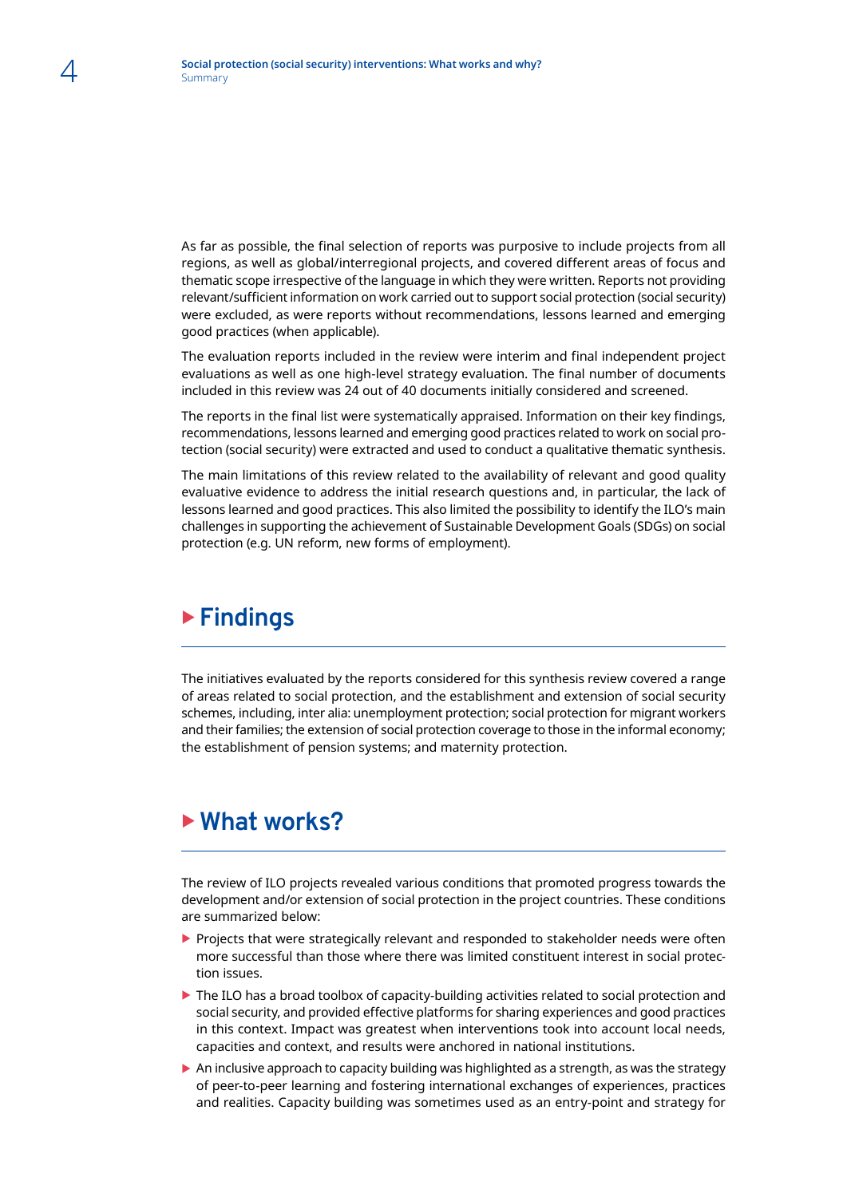As far as possible, the final selection of reports was purposive to include projects from all regions, as well as global/interregional projects, and covered different areas of focus and thematic scope irrespective of the language in which they were written. Reports not providing relevant/sufficient information on work carried out to support social protection (social security) were excluded, as were reports without recommendations, lessons learned and emerging good practices (when applicable).

The evaluation reports included in the review were interim and final independent project evaluations as well as one high-level strategy evaluation. The final number of documents included in this review was 24 out of 40 documents initially considered and screened.

The reports in the final list were systematically appraised. Information on their key findings, recommendations, lessons learned and emerging good practices related to work on social protection (social security) were extracted and used to conduct a qualitative thematic synthesis.

The main limitations of this review related to the availability of relevant and good quality evaluative evidence to address the initial research questions and, in particular, the lack of lessons learned and good practices. This also limited the possibility to identify the ILO's main challenges in supporting the achievement of Sustainable Development Goals (SDGs) on social protection (e.g. UN reform, new forms of employment).

## Findings

The initiatives evaluated by the reports considered for this synthesis review covered a range of areas related to social protection, and the establishment and extension of social security schemes, including, inter alia: unemployment protection; social protection for migrant workers and their families; the extension of social protection coverage to those in the informal economy; the establishment of pension systems; and maternity protection.

## What works?

The review of ILO projects revealed various conditions that promoted progress towards the development and/or extension of social protection in the project countries. These conditions are summarized below:

- Projects that were strategically relevant and responded to stakeholder needs were often more successful than those where there was limited constituent interest in social protection issues.
- The ILO has a broad toolbox of capacity-building activities related to social protection and social security, and provided effective platforms for sharing experiences and good practices in this context. Impact was greatest when interventions took into account local needs, capacities and context, and results were anchored in national institutions.
- An inclusive approach to capacity building was highlighted as a strength, as was the strategy of peer-to-peer learning and fostering international exchanges of experiences, practices and realities. Capacity building was sometimes used as an entry-point and strategy for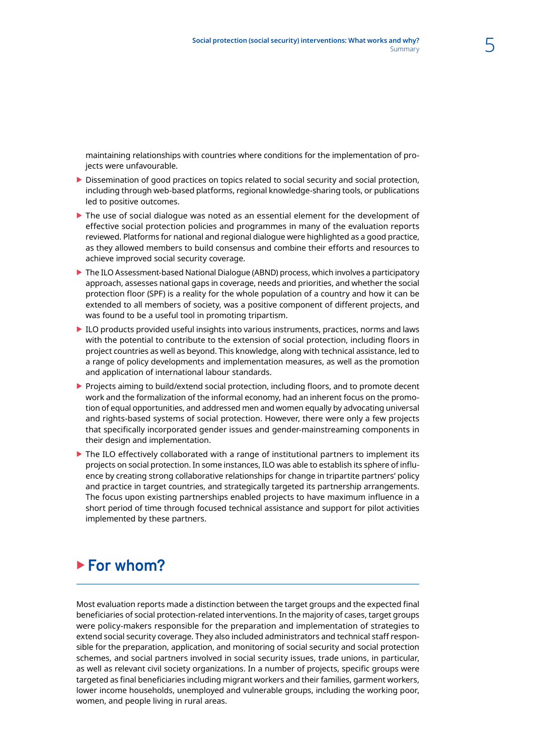maintaining relationships with countries where conditions for the implementation of projects were unfavourable.

- Dissemination of good practices on topics related to social security and social protection, including through web-based platforms, regional knowledge-sharing tools, or publications led to positive outcomes.
- The use of social dialogue was noted as an essential element for the development of effective social protection policies and programmes in many of the evaluation reports reviewed. Platforms for national and regional dialogue were highlighted as a good practice, as they allowed members to build consensus and combine their efforts and resources to achieve improved social security coverage.
- The ILO Assessment-based National Dialogue (ABND) process, which involves a participatory approach, assesses national gaps in coverage, needs and priorities, and whether the social protection floor (SPF) is a reality for the whole population of a country and how it can be extended to all members of society, was a positive component of different projects, and was found to be a useful tool in promoting tripartism.
- ILO products provided useful insights into various instruments, practices, norms and laws with the potential to contribute to the extension of social protection, including floors in project countries as well as beyond. This knowledge, along with technical assistance, led to a range of policy developments and implementation measures, as well as the promotion and application of international labour standards.
- Projects aiming to build/extend social protection, including floors, and to promote decent work and the formalization of the informal economy, had an inherent focus on the promotion of equal opportunities, and addressed men and women equally by advocating universal and rights-based systems of social protection. However, there were only a few projects that specifically incorporated gender issues and gender-mainstreaming components in their design and implementation.
- The ILO effectively collaborated with a range of institutional partners to implement its projects on social protection. In some instances, ILO was able to establish its sphere of influence by creating strong collaborative relationships for change in tripartite partners' policy and practice in target countries, and strategically targeted its partnership arrangements. The focus upon existing partnerships enabled projects to have maximum influence in a short period of time through focused technical assistance and support for pilot activities implemented by these partners.

## For whom?

Most evaluation reports made a distinction between the target groups and the expected final beneficiaries of social protection-related interventions. In the majority of cases, target groups were policy-makers responsible for the preparation and implementation of strategies to extend social security coverage. They also included administrators and technical staff responsible for the preparation, application, and monitoring of social security and social protection schemes, and social partners involved in social security issues, trade unions, in particular, as well as relevant civil society organizations. In a number of projects, specific groups were targeted as final beneficiaries including migrant workers and their families, garment workers, lower income households, unemployed and vulnerable groups, including the working poor, women, and people living in rural areas.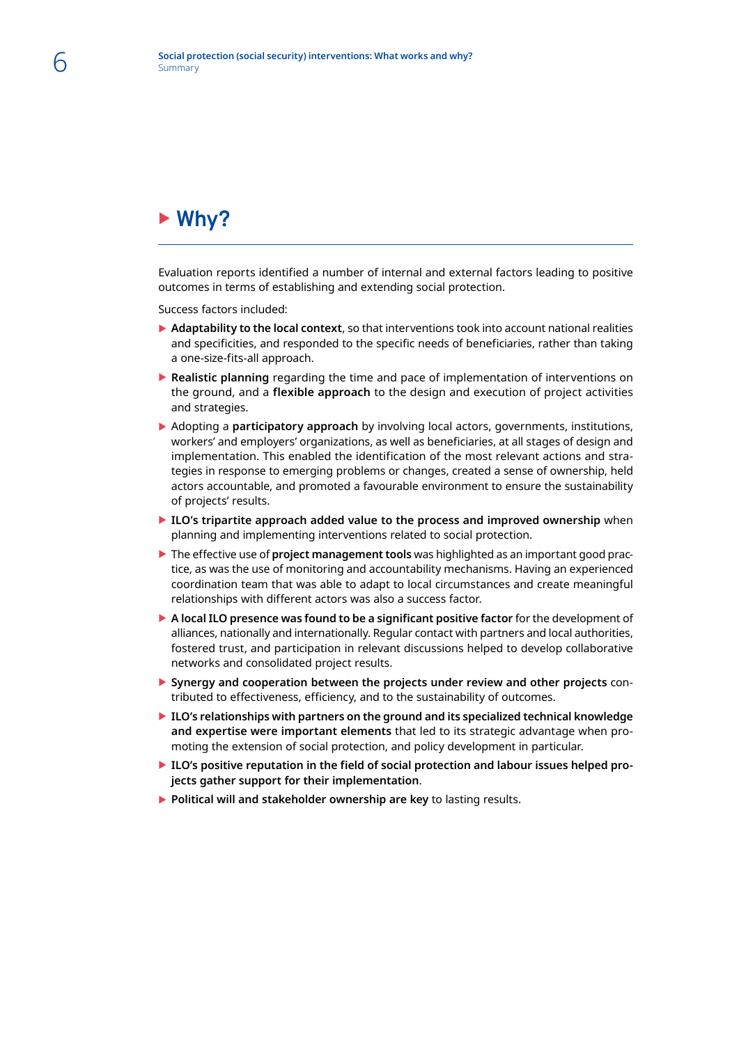## Why?

Evaluation reports identified a number of internal and external factors leading to positive outcomes in terms of establishing and extending social protection.

Success factors included:

- **Adaptability to the local context**, so that interventions took into account national realities and specificities, and responded to the specific needs of beneficiaries, rather than taking a one-size-fits-all approach.
- **Realistic planning** regarding the time and pace of implementation of interventions on the ground, and a **flexible approach** to the design and execution of project activities and strategies.
- Adopting a **participatory approach** by involving local actors, governments, institutions, workers' and employers' organizations, as well as beneficiaries, at all stages of design and implementation. This enabled the identification of the most relevant actions and strategies in response to emerging problems or changes, created a sense of ownership, held actors accountable, and promoted a favourable environment to ensure the sustainability of projects' results.
- **ILO's tripartite approach added value to the process and improved ownership** when planning and implementing interventions related to social protection.
- The effective use of **project management tools** was highlighted as an important good practice, as was the use of monitoring and accountability mechanisms. Having an experienced coordination team that was able to adapt to local circumstances and create meaningful relationships with different actors was also a success factor.
- **A local ILO presence was found to be a significant positive factor** for the development of alliances, nationally and internationally. Regular contact with partners and local authorities, fostered trust, and participation in relevant discussions helped to develop collaborative networks and consolidated project results.
- **Synergy and cooperation between the projects under review and other projects** contributed to effectiveness, efficiency, and to the sustainability of outcomes.
- **ILO's relationships with partners on the ground and its specialized technical knowledge and expertise were important elements** that led to its strategic advantage when promoting the extension of social protection, and policy development in particular.
- **ILO's positive reputation in the field of social protection and labour issues helped projects gather support for their implementation**.
- **Political will and stakeholder ownership are key** to lasting results.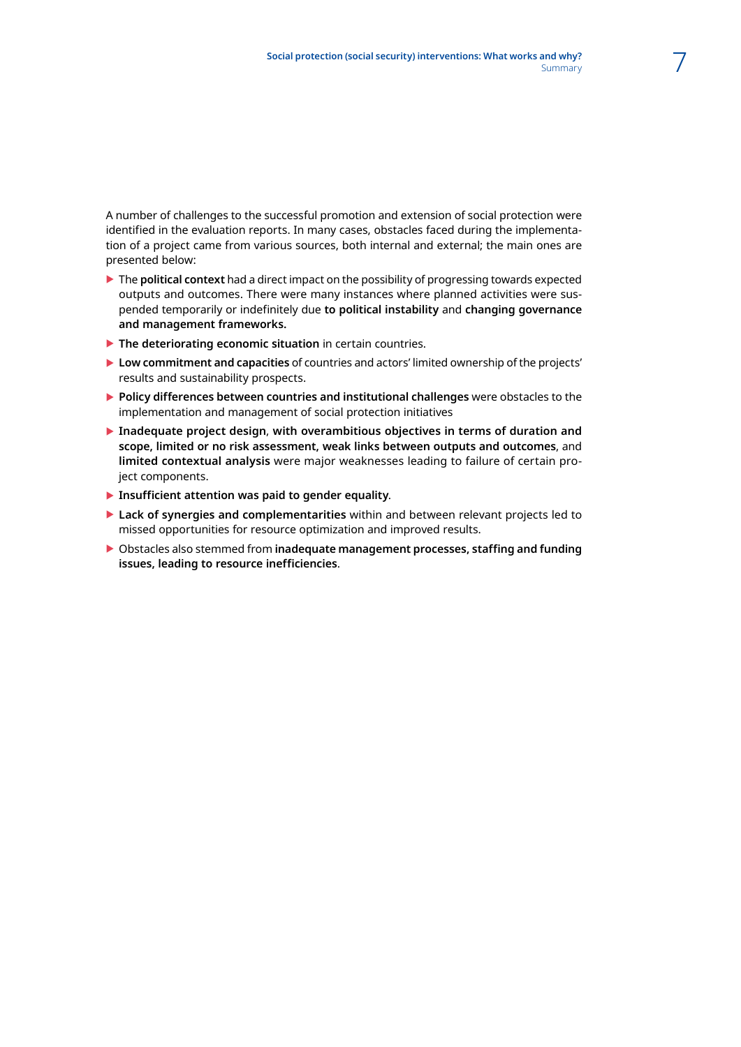A number of challenges to the successful promotion and extension of social protection were identified in the evaluation reports. In many cases, obstacles faced during the implementation of a project came from various sources, both internal and external; the main ones are presented below:

- The **political context** had a direct impact on the possibility of progressing towards expected outputs and outcomes. There were many instances where planned activities were suspended temporarily or indefinitely due **to political instability** and **changing governance and management frameworks.**
- **The deteriorating economic situation** in certain countries.
- **Low commitment and capacities** of countries and actors' limited ownership of the projects' results and sustainability prospects.
- **Policy differences between countries and institutional challenges** were obstacles to the implementation and management of social protection initiatives
- **Inadequate project design**, **with overambitious objectives in terms of duration and scope, limited or no risk assessment, weak links between outputs and outcomes**, and **limited contextual analysis** were major weaknesses leading to failure of certain project components.
- **Insufficient attention was paid to gender equality**.
- **Lack of synergies and complementarities** within and between relevant projects led to missed opportunities for resource optimization and improved results.
- Obstacles also stemmed from **inadequate management processes, staffing and funding issues, leading to resource inefficiencies**.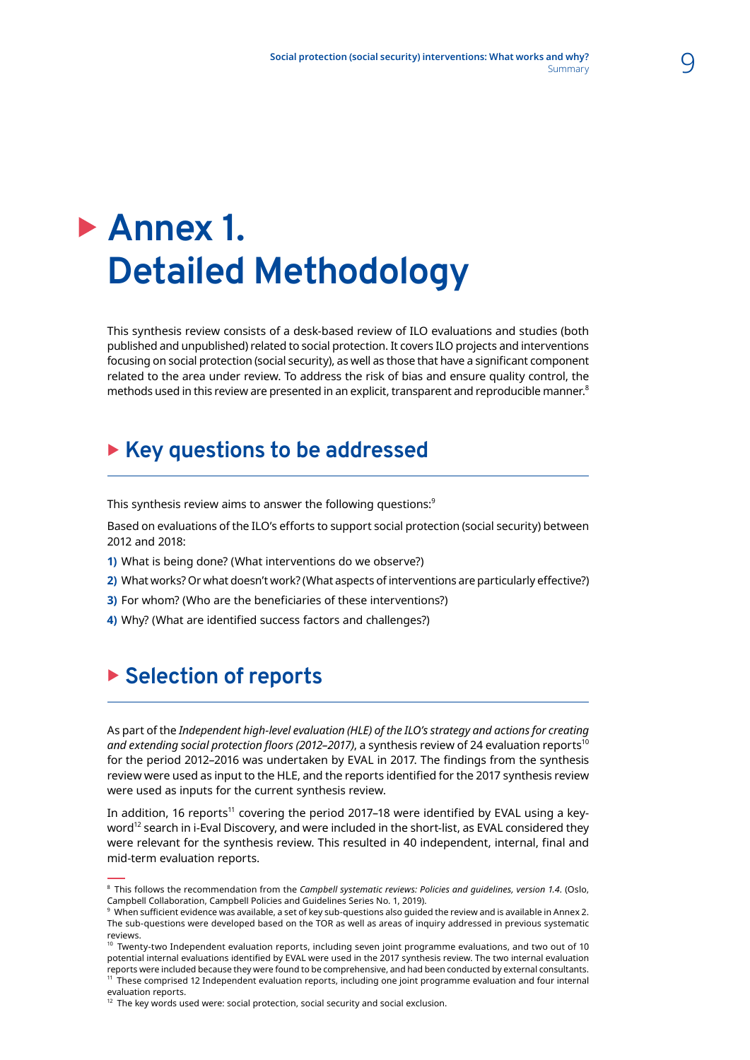# Annex 1. Detailed Methodology

This synthesis review consists of a desk-based review of ILO evaluations and studies (both published and unpublished) related to social protection. It covers ILO projects and interventions focusing on social protection (social security), as well as those that have a significant component related to the area under review. To address the risk of bias and ensure quality control, the methods used in this review are presented in an explicit, transparent and reproducible manner.[8]

## Key questions to be addressed

This synthesis review aims to answer the following questions:[9]

Based on evaluations of the ILO's efforts to support social protection (social security) between 2012 and 2018:

**1)** What is being done? (What interventions do we observe?)

**2)** What works? Or what doesn't work? (What aspects of interventions are particularly effective?)

**3)** For whom? (Who are the beneficiaries of these interventions?)

**4)** Why? (What are identified success factors and challenges?)

## Selection of reports

As part of the *Independent high-level evaluation (HLE) of the ILO's strategy and actions for creating and extending social protection floors (2012–2017)*, a synthesis review of 24 evaluation reports[10] for the period 2012–2016 was undertaken by EVAL in 2017. The findings from the synthesis review were used as input to the HLE, and the reports identified for the 2017 synthesis review were used as inputs for the current synthesis review.

In addition, 16 reports[11] covering the period 2017–18 were identified by EVAL using a key-word[12] search in i-Eval Discovery, and were included in the short-list, as EVAL considered they were relevant for the synthesis review. This resulted in 40 independent, internal, final and mid-term evaluation reports.

---

[8] This follows the recommendation from the *Campbell systematic reviews: Policies and guidelines, version 1.4*. (Oslo, Campbell Collaboration, Campbell Policies and Guidelines Series No. 1, 2019).

[9] When sufficient evidence was available, a set of key sub-questions also guided the review and is available in Annex 2. The sub-questions were developed based on the TOR as well as areas of inquiry addressed in previous systematic reviews.

[10] Twenty-two Independent evaluation reports, including seven joint programme evaluations, and two out of 10 potential internal evaluations identified by EVAL were used in the 2017 synthesis review. The two internal evaluation reports were included because they were found to be comprehensive, and had been conducted by external consultants.

[11] These comprised 12 Independent evaluation reports, including one joint programme evaluation and four internal evaluation reports.

[12] The key words used were: social protection, social security and social exclusion.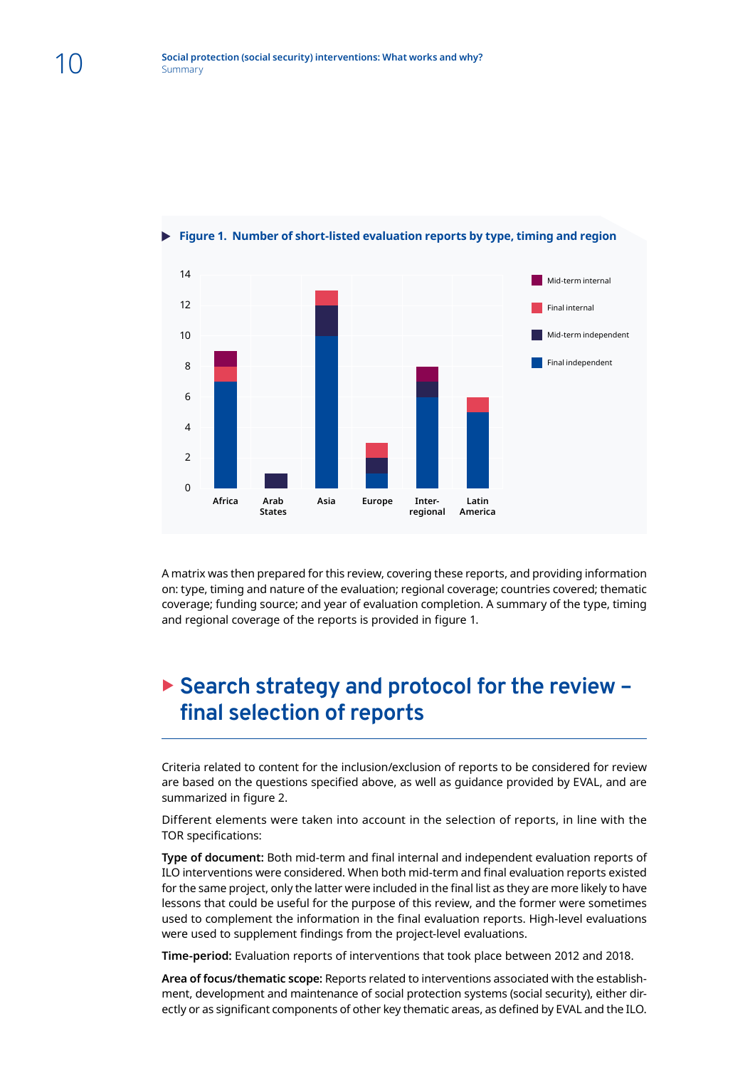Figure 1. Number of short-listed evaluation reports by type, timing and region

| Region | Final independent | Mid-term independent | Final internal | Mid-term internal | Total |
|---|---|---|---|---|---|
| Africa | 7 | 0 | 1 | 1 | 9 |
| Arab States | 0 | 1 | 0 | 0 | 1 |
| Asia | 10 | 2 | 1 | 0 | 13 |
| Europe | 1 | 1 | 1 | 0 | 3 |
| Inter-regional | 6 | 1 | 0 | 1 | 8 |
| Latin America | 5 | 0 | 1 | 0 | 6 |

A matrix was then prepared for this review, covering these reports, and providing information on: type, timing and nature of the evaluation; regional coverage; countries covered; thematic coverage; funding source; and year of evaluation completion. A summary of the type, timing and regional coverage of the reports is provided in figure 1.

## Search strategy and protocol for the review – final selection of reports

Criteria related to content for the inclusion/exclusion of reports to be considered for review are based on the questions specified above, as well as guidance provided by EVAL, and are summarized in figure 2.

Different elements were taken into account in the selection of reports, in line with the TOR specifications:

**Type of document:** Both mid-term and final internal and independent evaluation reports of ILO interventions were considered. When both mid-term and final evaluation reports existed for the same project, only the latter were included in the final list as they are more likely to have lessons that could be useful for the purpose of this review, and the former were sometimes used to complement the information in the final evaluation reports. High-level evaluations were used to supplement findings from the project-level evaluations.

**Time-period:** Evaluation reports of interventions that took place between 2012 and 2018.

**Area of focus/thematic scope:** Reports related to interventions associated with the establishment, development and maintenance of social protection systems (social security), either directly or as significant components of other key thematic areas, as defined by EVAL and the ILO.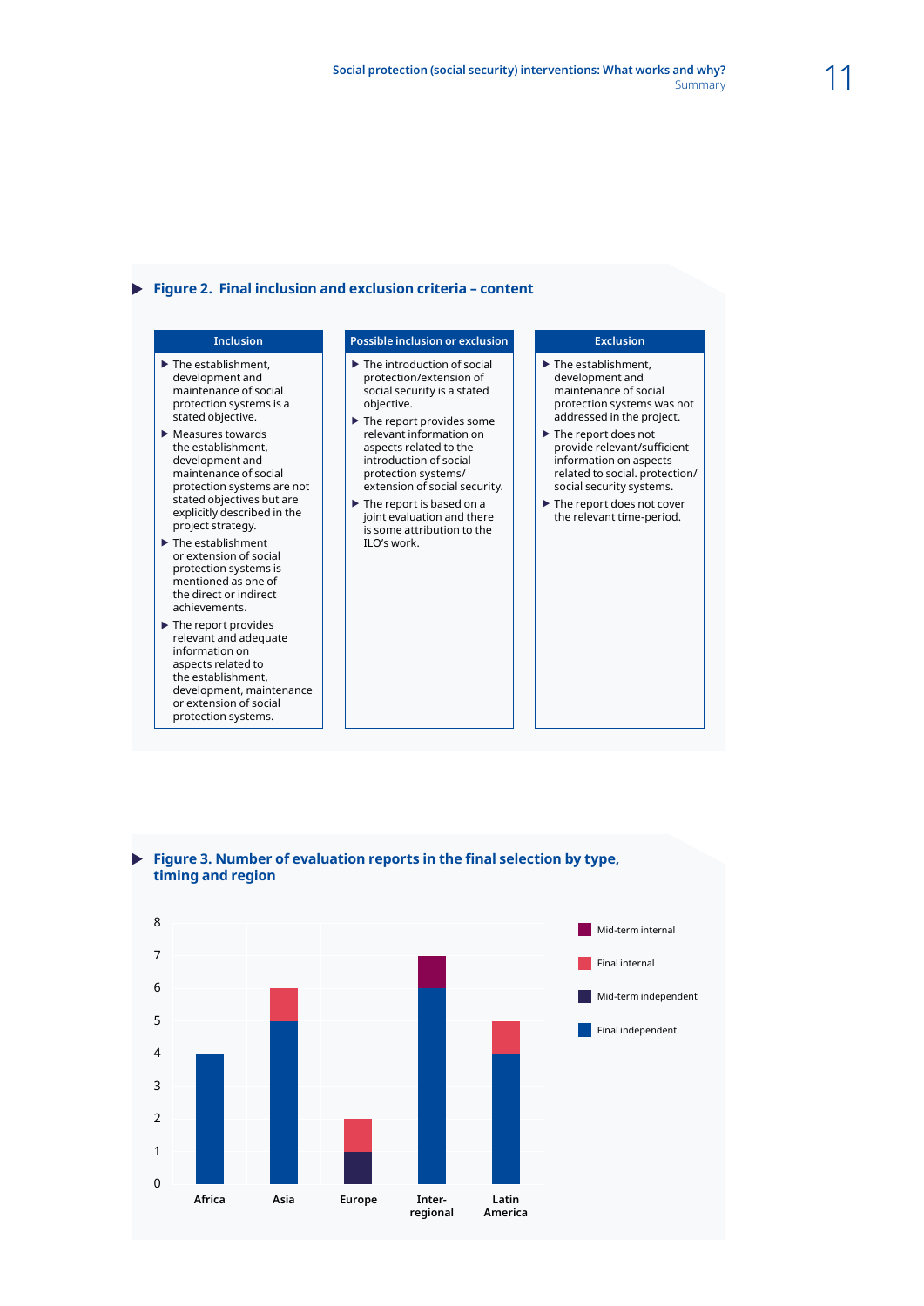### Figure 2. Final inclusion and exclusion criteria – content

| Inclusion | Possible inclusion or exclusion | Exclusion |
|---|---|---|
| ▶ The establishment, development and maintenance of social protection systems is a stated objective.<br>▶ Measures towards the establishment, development and maintenance of social protection systems are not stated objectives but are explicitly described in the project strategy.<br>▶ The establishment or extension of social protection systems is mentioned as one of the direct or indirect achievements.<br>▶ The report provides relevant and adequate information on aspects related to the establishment, development, maintenance or extension of social protection systems. | ▶ The introduction of social protection/extension of social security is a stated objective.<br>▶ The report provides some relevant information on aspects related to the introduction of social protection systems/ extension of social security.<br>▶ The report is based on a joint evaluation and there is some attribution to the ILO's work. | ▶ The establishment, development and maintenance of social protection systems was not addressed in the project.<br>▶ The report does not provide relevant/sufficient information on aspects related to social. protection/ social security systems.<br>▶ The report does not cover the relevant time-period. |

### Figure 3. Number of evaluation reports in the final selection by type, timing and region

| Region | Mid-term internal | Final internal | Mid-term independent | Final independent |
|---|---|---|---|---|
| Africa | 0 | 0 | 0 | 4 |
| Asia | 0 | 1 | 0 | 5 |
| Europe | 0 | 1 | 1 | 0 |
| Inter-regional | 1 | 0 | 0 | 6 |
| Latin America | 0 | 1 | 0 | 4 |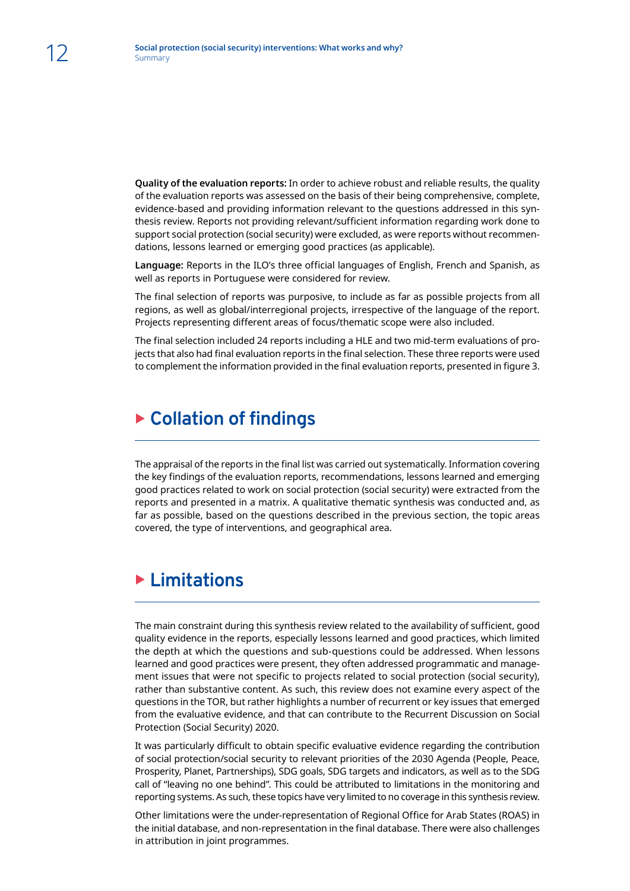**Quality of the evaluation reports:** In order to achieve robust and reliable results, the quality of the evaluation reports was assessed on the basis of their being comprehensive, complete, evidence-based and providing information relevant to the questions addressed in this synthesis review. Reports not providing relevant/sufficient information regarding work done to support social protection (social security) were excluded, as were reports without recommendations, lessons learned or emerging good practices (as applicable).

**Language:** Reports in the ILO's three official languages of English, French and Spanish, as well as reports in Portuguese were considered for review.

The final selection of reports was purposive, to include as far as possible projects from all regions, as well as global/interregional projects, irrespective of the language of the report. Projects representing different areas of focus/thematic scope were also included.

The final selection included 24 reports including a HLE and two mid-term evaluations of projects that also had final evaluation reports in the final selection. These three reports were used to complement the information provided in the final evaluation reports, presented in figure 3.

## Collation of findings

The appraisal of the reports in the final list was carried out systematically. Information covering the key findings of the evaluation reports, recommendations, lessons learned and emerging good practices related to work on social protection (social security) were extracted from the reports and presented in a matrix. A qualitative thematic synthesis was conducted and, as far as possible, based on the questions described in the previous section, the topic areas covered, the type of interventions, and geographical area.

## Limitations

The main constraint during this synthesis review related to the availability of sufficient, good quality evidence in the reports, especially lessons learned and good practices, which limited the depth at which the questions and sub-questions could be addressed. When lessons learned and good practices were present, they often addressed programmatic and management issues that were not specific to projects related to social protection (social security), rather than substantive content. As such, this review does not examine every aspect of the questions in the TOR, but rather highlights a number of recurrent or key issues that emerged from the evaluative evidence, and that can contribute to the Recurrent Discussion on Social Protection (Social Security) 2020.

It was particularly difficult to obtain specific evaluative evidence regarding the contribution of social protection/social security to relevant priorities of the 2030 Agenda (People, Peace, Prosperity, Planet, Partnerships), SDG goals, SDG targets and indicators, as well as to the SDG call of "leaving no one behind". This could be attributed to limitations in the monitoring and reporting systems. As such, these topics have very limited to no coverage in this synthesis review.

Other limitations were the under-representation of Regional Office for Arab States (ROAS) in the initial database, and non-representation in the final database. There were also challenges in attribution in joint programmes.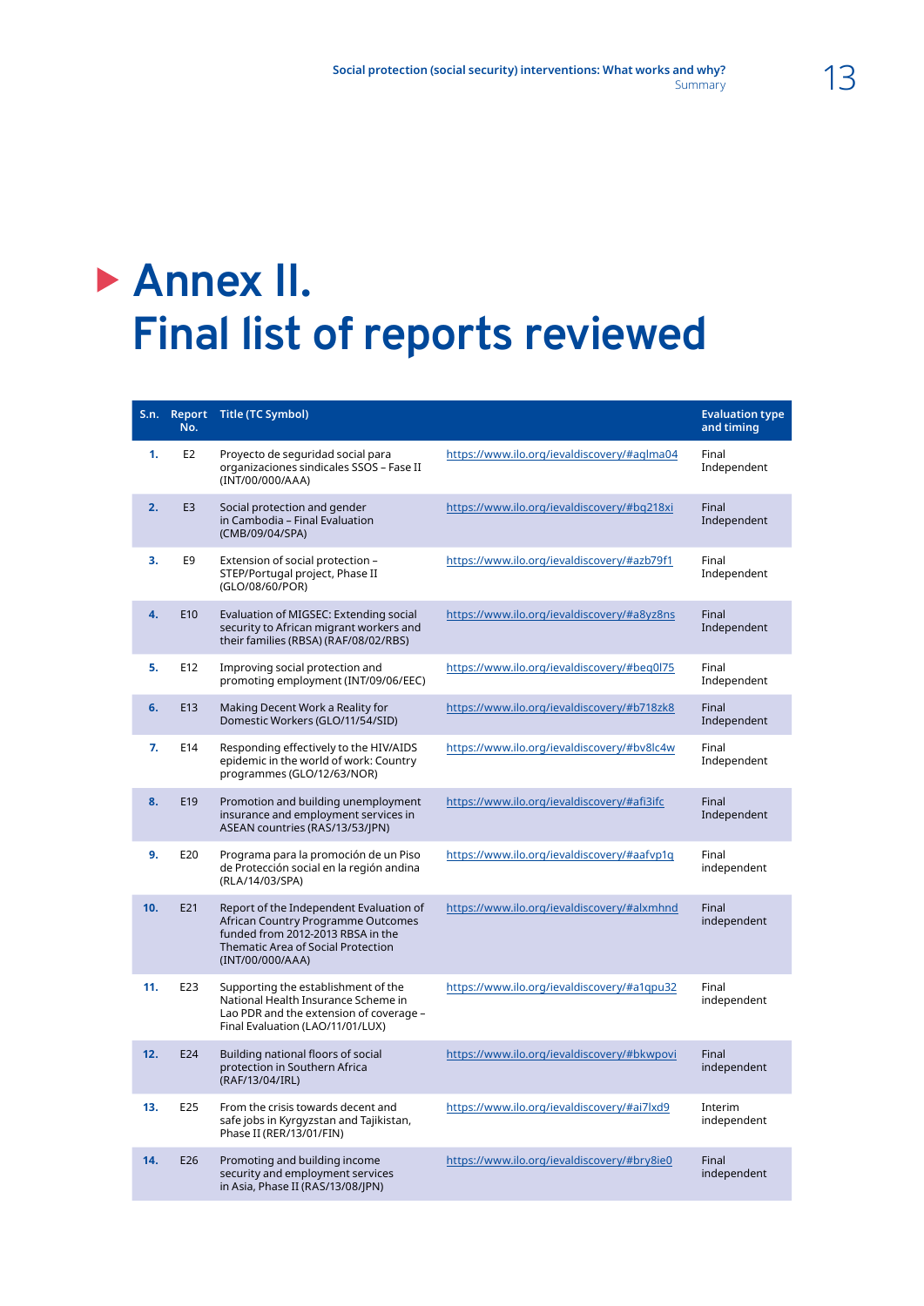# Annex II. Final list of reports reviewed

| S.n. | Report No. | Title (TC Symbol) | | Evaluation type and timing |
|---|---|---|---|---|
| **1.** | E2 | Proyecto de seguridad social para organizaciones sindicales SSOS – Fase II (INT/00/000/AAA) | https://www.ilo.org/ievaldiscovery/#aqlma04 | Final Independent |
| **2.** | E3 | Social protection and gender in Cambodia – Final Evaluation (CMB/09/04/SPA) | https://www.ilo.org/ievaldiscovery/#bq218xi | Final Independent |
| **3.** | E9 | Extension of social protection – STEP/Portugal project, Phase II (GLO/08/60/POR) | https://www.ilo.org/ievaldiscovery/#azb79f1 | Final Independent |
| **4.** | E10 | Evaluation of MIGSEC: Extending social security to African migrant workers and their families (RBSA) (RAF/08/02/RBS) | https://www.ilo.org/ievaldiscovery/#a8yz8ns | Final Independent |
| **5.** | E12 | Improving social protection and promoting employment (INT/09/06/EEC) | https://www.ilo.org/ievaldiscovery/#beq0l75 | Final Independent |
| **6.** | E13 | Making Decent Work a Reality for Domestic Workers (GLO/11/54/SID) | https://www.ilo.org/ievaldiscovery/#b718zk8 | Final Independent |
| **7.** | E14 | Responding effectively to the HIV/AIDS epidemic in the world of work: Country programmes (GLO/12/63/NOR) | https://www.ilo.org/ievaldiscovery/#bv8lc4w | Final Independent |
| **8.** | E19 | Promotion and building unemployment insurance and employment services in ASEAN countries (RAS/13/53/JPN) | https://www.ilo.org/ievaldiscovery/#afi3ifc | Final Independent |
| **9.** | E20 | Programa para la promoción de un Piso de Protección social en la región andina (RLA/14/03/SPA) | https://www.ilo.org/ievaldiscovery/#aafvp1q | Final independent |
| **10.** | E21 | Report of the Independent Evaluation of African Country Programme Outcomes funded from 2012-2013 RBSA in the Thematic Area of Social Protection (INT/00/000/AAA) | https://www.ilo.org/ievaldiscovery/#alxmhnd | Final independent |
| **11.** | E23 | Supporting the establishment of the National Health Insurance Scheme in Lao PDR and the extension of coverage – Final Evaluation (LAO/11/01/LUX) | https://www.ilo.org/ievaldiscovery/#a1qpu32 | Final independent |
| **12.** | E24 | Building national floors of social protection in Southern Africa (RAF/13/04/IRL) | https://www.ilo.org/ievaldiscovery/#bkwpovi | Final independent |
| **13.** | E25 | From the crisis towards decent and safe jobs in Kyrgyzstan and Tajikistan, Phase II (RER/13/01/FIN) | https://www.ilo.org/ievaldiscovery/#ai7lxd9 | Interim independent |
| **14.** | E26 | Promoting and building income security and employment services in Asia, Phase II (RAS/13/08/JPN) | https://www.ilo.org/ievaldiscovery/#bry8ie0 | Final independent |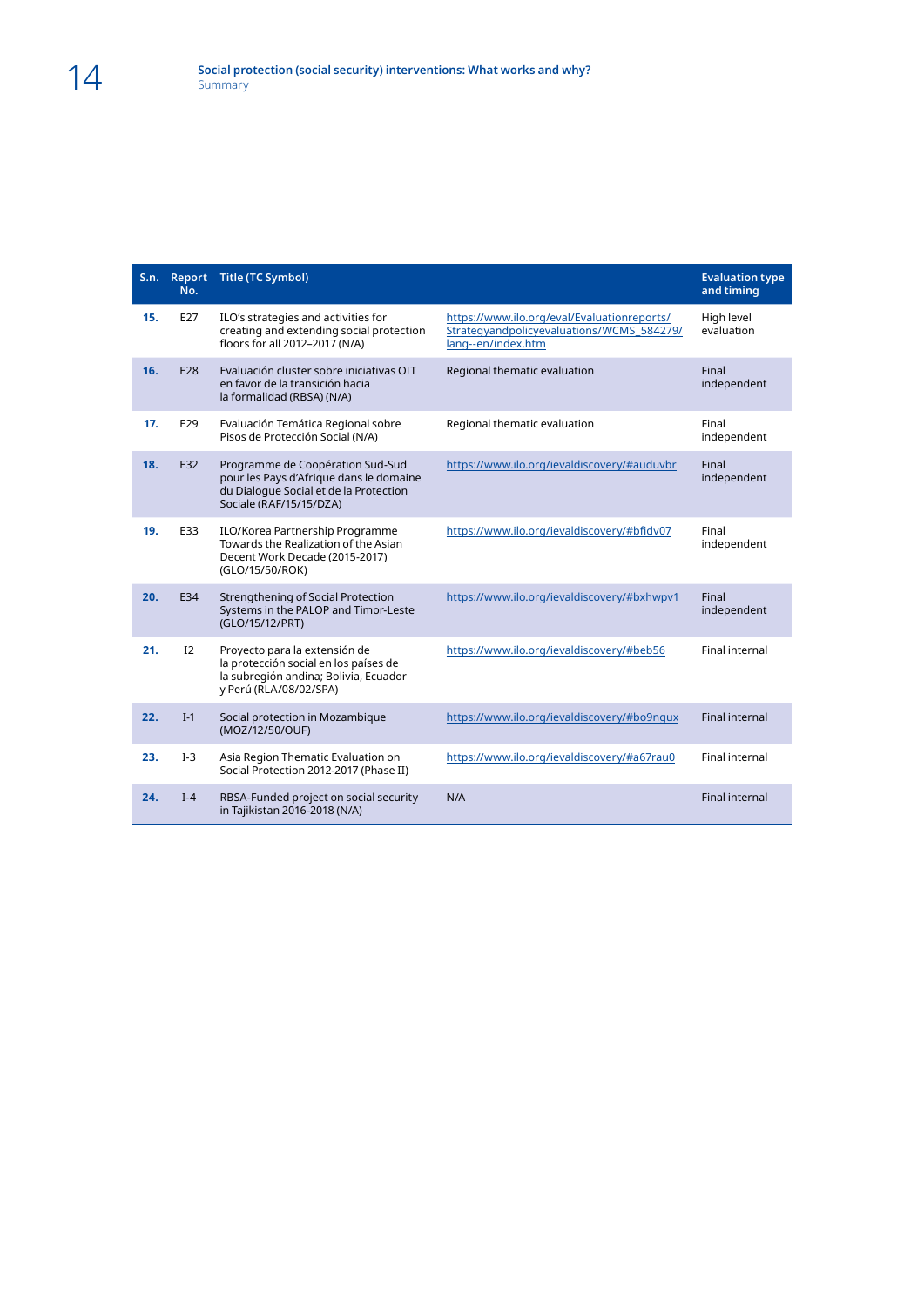| S.n. | Report No. | Title (TC Symbol) | | Evaluation type and timing |
|---|---|---|---|---|
| **15.** | E27 | ILO's strategies and activities for creating and extending social protection floors for all 2012–2017 (N/A) | https://www.ilo.org/eval/Evaluationreports/Strategyandpolicyevaluations/WCMS_584279/lang--en/index.htm | High level evaluation |
| **16.** | E28 | Evaluación cluster sobre iniciativas OIT en favor de la transición hacia la formalidad (RBSA) (N/A) | Regional thematic evaluation | Final independent |
| **17.** | E29 | Evaluación Temática Regional sobre Pisos de Protección Social (N/A) | Regional thematic evaluation | Final independent |
| **18.** | E32 | Programme de Coopération Sud-Sud pour les Pays d'Afrique dans le domaine du Dialogue Social et de la Protection Sociale (RAF/15/15/DZA) | https://www.ilo.org/ievaldiscovery/#auduvbr | Final independent |
| **19.** | E33 | ILO/Korea Partnership Programme Towards the Realization of the Asian Decent Work Decade (2015-2017) (GLO/15/50/ROK) | https://www.ilo.org/ievaldiscovery/#bfidv07 | Final independent |
| **20.** | E34 | Strengthening of Social Protection Systems in the PALOP and Timor-Leste (GLO/15/12/PRT) | https://www.ilo.org/ievaldiscovery/#bxhwpv1 | Final independent |
| **21.** | I2 | Proyecto para la extensión de la protección social en los países de la subregión andina; Bolivia, Ecuador y Perú (RLA/08/02/SPA) | https://www.ilo.org/ievaldiscovery/#beb56 | Final internal |
| **22.** | I-1 | Social protection in Mozambique (MOZ/12/50/OUF) | https://www.ilo.org/ievaldiscovery/#bo9nqux | Final internal |
| **23.** | I-3 | Asia Region Thematic Evaluation on Social Protection 2012-2017 (Phase II) | https://www.ilo.org/ievaldiscovery/#a67rau0 | Final internal |
| **24.** | I-4 | RBSA-Funded project on social security in Tajikistan 2016-2018 (N/A) | N/A | Final internal |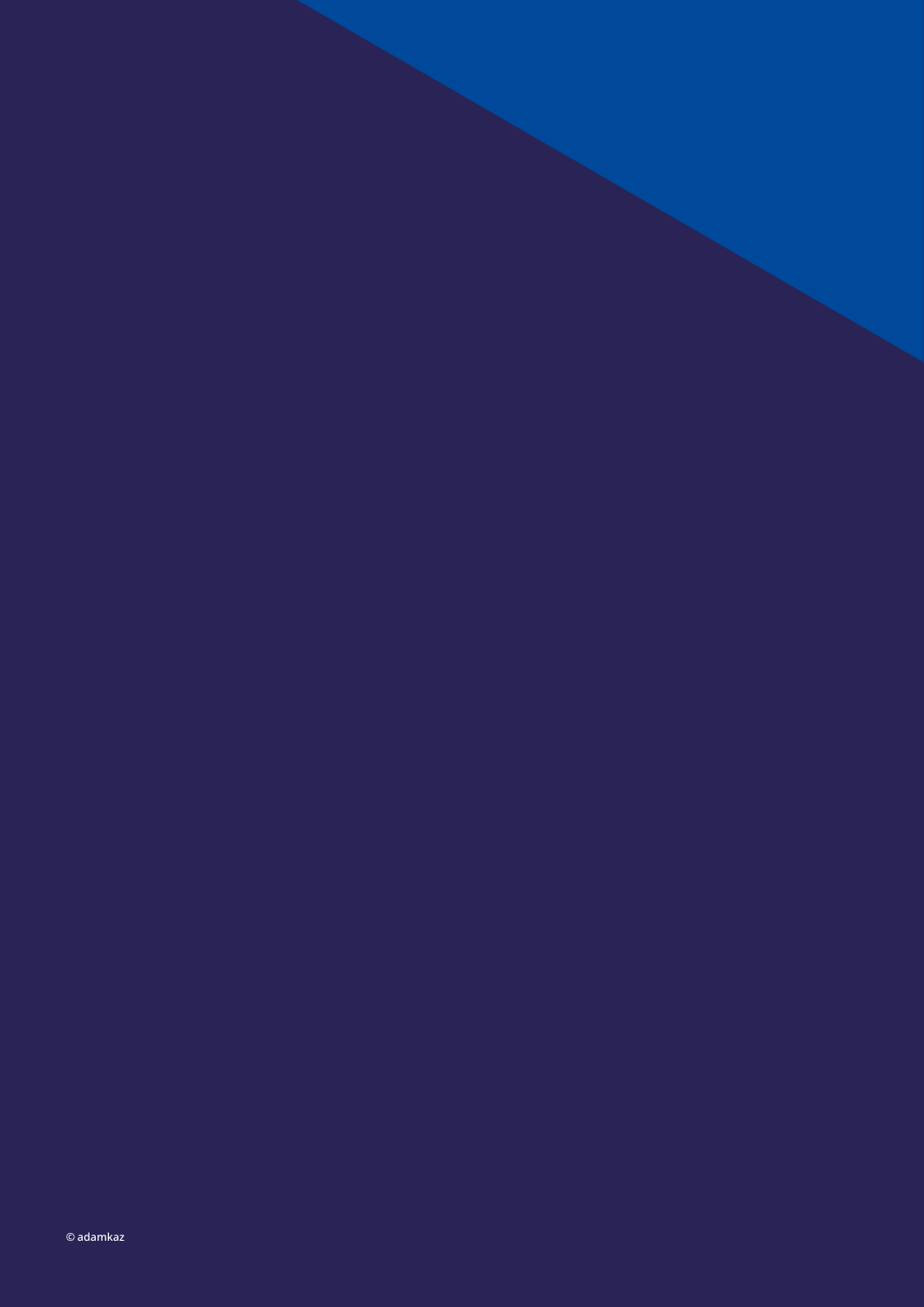© adamkaz